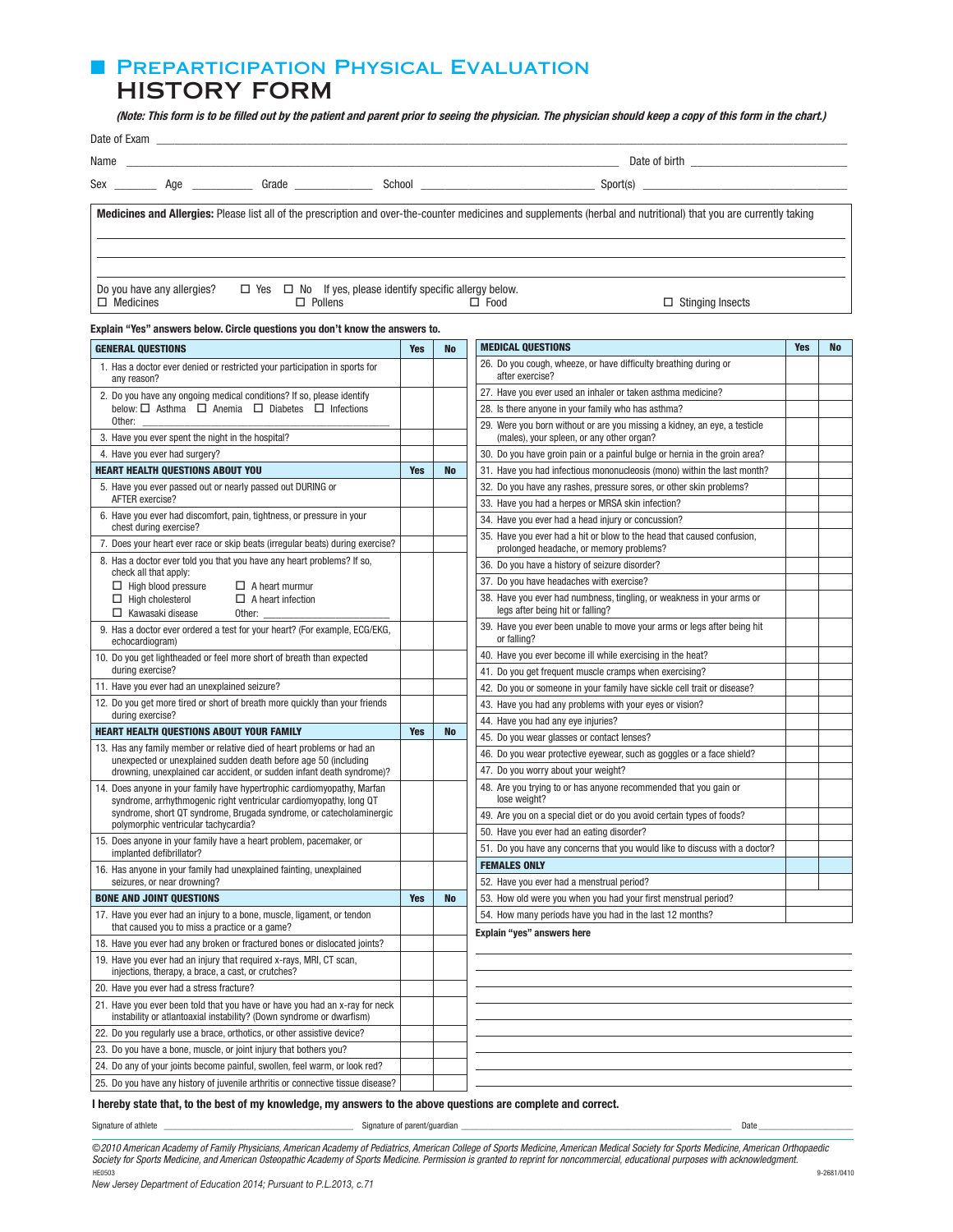# Preparticipation Physical Evaluation
## HISTORY FORM

***(Note: This form is to be filled out by the patient and parent prior to seeing the physician. The physician should keep a copy of this form in the chart.)***

Date of Exam ____________________________________________

Name ____________________________________________ Date of birth ____________________

Sex ________ Age __________ Grade ____________ School ________________________ Sport(s) ________________________

**Medicines and Allergies:** Please list all of the prescription and over-the-counter medicines and supplements (herbal and nutritional) that you are currently taking

____________________________________________

____________________________________________

____________________________________________

Do you have any allergies? ☐ Yes ☐ No If yes, please identify specific allergy below.
☐ Medicines ☐ Pollens ☐ Food ☐ Stinging Insects

**Explain "Yes" answers below. Circle questions you don't know the answers to.**

| GENERAL QUESTIONS | Yes | No |
|---|---|---|
| 1. Has a doctor ever denied or restricted your participation in sports for any reason? | | |
| 2. Do you have any ongoing medical conditions? If so, please identify below: ☐ Asthma ☐ Anemia ☐ Diabetes ☐ Infections Other: ____________ | | |
| 3. Have you ever spent the night in the hospital? | | |
| 4. Have you ever had surgery? | | |
| **HEART HEALTH QUESTIONS ABOUT YOU** | **Yes** | **No** |
| 5. Have you ever passed out or nearly passed out DURING or AFTER exercise? | | |
| 6. Have you ever had discomfort, pain, tightness, or pressure in your chest during exercise? | | |
| 7. Does your heart ever race or skip beats (irregular beats) during exercise? | | |
| 8. Has a doctor ever told you that you have any heart problems? If so, check all that apply: ☐ High blood pressure ☐ A heart murmur ☐ High cholesterol ☐ A heart infection ☐ Kawasaki disease Other: ____________ | | |
| 9. Has a doctor ever ordered a test for your heart? (For example, ECG/EKG, echocardiogram) | | |
| 10. Do you get lightheaded or feel more short of breath than expected during exercise? | | |
| 11. Have you ever had an unexplained seizure? | | |
| 12. Do you get more tired or short of breath more quickly than your friends during exercise? | | |
| **HEART HEALTH QUESTIONS ABOUT YOUR FAMILY** | **Yes** | **No** |
| 13. Has any family member or relative died of heart problems or had an unexpected or unexplained sudden death before age 50 (including drowning, unexplained car accident, or sudden infant death syndrome)? | | |
| 14. Does anyone in your family have hypertrophic cardiomyopathy, Marfan syndrome, arrhythmogenic right ventricular cardiomyopathy, long QT syndrome, short QT syndrome, Brugada syndrome, or catecholaminergic polymorphic ventricular tachycardia? | | |
| 15. Does anyone in your family have a heart problem, pacemaker, or implanted defibrillator? | | |
| 16. Has anyone in your family had unexplained fainting, unexplained seizures, or near drowning? | | |
| **BONE AND JOINT QUESTIONS** | **Yes** | **No** |
| 17. Have you ever had an injury to a bone, muscle, ligament, or tendon that caused you to miss a practice or a game? | | |
| 18. Have you ever had any broken or fractured bones or dislocated joints? | | |
| 19. Have you ever had an injury that required x-rays, MRI, CT scan, injections, therapy, a brace, a cast, or crutches? | | |
| 20. Have you ever had a stress fracture? | | |
| 21. Have you ever been told that you have or have you had an x-ray for neck instability or atlantoaxial instability? (Down syndrome or dwarfism) | | |
| 22. Do you regularly use a brace, orthotics, or other assistive device? | | |
| 23. Do you have a bone, muscle, or joint injury that bothers you? | | |
| 24. Do any of your joints become painful, swollen, feel warm, or look red? | | |
| 25. Do you have any history of juvenile arthritis or connective tissue disease? | | |

| MEDICAL QUESTIONS | Yes | No |
|---|---|---|
| 26. Do you cough, wheeze, or have difficulty breathing during or after exercise? | | |
| 27. Have you ever used an inhaler or taken asthma medicine? | | |
| 28. Is there anyone in your family who has asthma? | | |
| 29. Were you born without or are you missing a kidney, an eye, a testicle (males), your spleen, or any other organ? | | |
| 30. Do you have groin pain or a painful bulge or hernia in the groin area? | | |
| 31. Have you had infectious mononucleosis (mono) within the last month? | | |
| 32. Do you have any rashes, pressure sores, or other skin problems? | | |
| 33. Have you had a herpes or MRSA skin infection? | | |
| 34. Have you ever had a head injury or concussion? | | |
| 35. Have you ever had a hit or blow to the head that caused confusion, prolonged headache, or memory problems? | | |
| 36. Do you have a history of seizure disorder? | | |
| 37. Do you have headaches with exercise? | | |
| 38. Have you ever had numbness, tingling, or weakness in your arms or legs after being hit or falling? | | |
| 39. Have you ever been unable to move your arms or legs after being hit or falling? | | |
| 40. Have you ever become ill while exercising in the heat? | | |
| 41. Do you get frequent muscle cramps when exercising? | | |
| 42. Do you or someone in your family have sickle cell trait or disease? | | |
| 43. Have you had any problems with your eyes or vision? | | |
| 44. Have you had any eye injuries? | | |
| 45. Do you wear glasses or contact lenses? | | |
| 46. Do you wear protective eyewear, such as goggles or a face shield? | | |
| 47. Do you worry about your weight? | | |
| 48. Are you trying to or has anyone recommended that you gain or lose weight? | | |
| 49. Are you on a special diet or do you avoid certain types of foods? | | |
| 50. Have you ever had an eating disorder? | | |
| 51. Do you have any concerns that you would like to discuss with a doctor? | | |
| **FEMALES ONLY** | | |
| 52. Have you ever had a menstrual period? | | |
| 53. How old were you when you had your first menstrual period? | | |
| 54. How many periods have you had in the last 12 months? | | |

**Explain "yes" answers here**

____________________________________________

____________________________________________

____________________________________________

____________________________________________

____________________________________________

____________________________________________

____________________________________________

____________________________________________

____________________________________________

**I hereby state that, to the best of my knowledge, my answers to the above questions are complete and correct.**

Signature of athlete ________________________ Signature of parent/guardian ________________________ Date ____________

*©2010 American Academy of Family Physicians, American Academy of Pediatrics, American College of Sports Medicine, American Medical Society for Sports Medicine, American Orthopaedic Society for Sports Medicine, and American Osteopathic Academy of Sports Medicine. Permission is granted to reprint for noncommercial, educational purposes with acknowledgment.*

HE0503 9-2681/0410

*New Jersey Department of Education 2014; Pursuant to P.L.2013, c.71*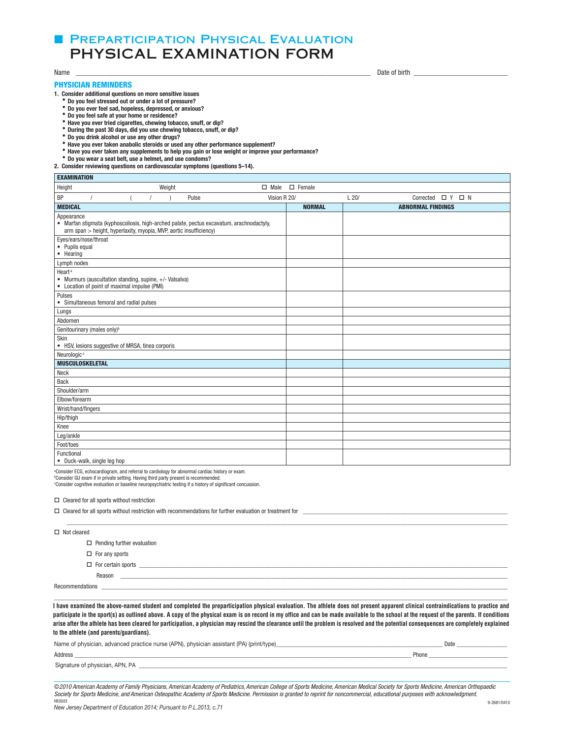# ■ Preparticipation Physical Evaluation
# PHYSICAL EXAMINATION FORM

Name ______________________________________________ Date of birth ____________________

## PHYSICIAN REMINDERS

1. **Consider additional questions on more sensitive issues**
   - **Do you feel stressed out or under a lot of pressure?**
   - **Do you ever feel sad, hopeless, depressed, or anxious?**
   - **Do you feel safe at your home or residence?**
   - **Have you ever tried cigarettes, chewing tobacco, snuff, or dip?**
   - **During the past 30 days, did you use chewing tobacco, snuff, or dip?**
   - **Do you drink alcohol or use any other drugs?**
   - **Have you ever taken anabolic steroids or used any other performance supplement?**
   - **Have you ever taken any supplements to help you gain or lose weight or improve your performance?**
   - **Do you wear a seat belt, use a helmet, and use condoms?**
2. **Consider reviewing questions on cardiovascular symptoms (questions 5–14).**

| **EXAMINATION** | | |
|---|---|---|
| Height  Weight  ☐ Male ☐ Female | | |
| BP  /  (  /  )  Pulse  Vision R 20/  L 20/  Corrected ☐ Y ☐ N | | |
| **MEDICAL** | **NORMAL** | **ABNORMAL FINDINGS** |
| Appearance<br>• Marfan stigmata (kyphoscoliosis, high-arched palate, pectus excavatum, arachnodactyly, arm span > height, hyperlaxity, myopia, MVP, aortic insufficiency) | | |
| Eyes/ears/nose/throat<br>• Pupils equal<br>• Hearing | | |
| Lymph nodes | | |
| Heart[a]<br>• Murmurs (auscultation standing, supine, +/- Valsalva)<br>• Location of point of maximal impulse (PMI) | | |
| Pulses<br>• Simultaneous femoral and radial pulses | | |
| Lungs | | |
| Abdomen | | |
| Genitourinary (males only)[b] | | |
| Skin<br>• HSV, lesions suggestive of MRSA, tinea corporis | | |
| Neurologic[c] | | |
| **MUSCULOSKELETAL** | | |
| Neck | | |
| Back | | |
| Shoulder/arm | | |
| Elbow/forearm | | |
| Wrist/hand/fingers | | |
| Hip/thigh | | |
| Knee | | |
| Leg/ankle | | |
| Foot/toes | | |
| Functional<br>• Duck-walk, single leg hop | | |

[a]Consider ECG, echocardiogram, and referral to cardiology for abnormal cardiac history or exam.
[b]Consider GU exam if in private setting. Having third party present is recommended.
[c]Consider cognitive evaluation or baseline neuropsychiatric testing if a history of significant concussion.

☐ Cleared for all sports without restriction

☐ Cleared for all sports without restriction with recommendations for further evaluation or treatment for ____________________________________________

☐ Not cleared

- ☐ Pending further evaluation
- ☐ For any sports
- ☐ For certain sports ____________________________________________

  Reason ____________________________________________

Recommendations ____________________________________________

**I have examined the above-named student and completed the preparticipation physical evaluation. The athlete does not present apparent clinical contraindications to practice and participate in the sport(s) as outlined above. A copy of the physical exam is on record in my office and can be made available to the school at the request of the parents. If conditions arise after the athlete has been cleared for participation, a physician may rescind the clearance until the problem is resolved and the potential consequences are completely explained to the athlete (and parents/guardians).**

Name of physician, advanced practice nurse (APN), physician assistant (PA) (print/type)____________________ Date __________

Address ____________________________________________ Phone __________

Signature of physician, APN, PA ____________________________________________

*©2010 American Academy of Family Physicians, American Academy of Pediatrics, American College of Sports Medicine, American Medical Society for Sports Medicine, American Orthopaedic Society for Sports Medicine, and American Osteopathic Academy of Sports Medicine. Permission is granted to reprint for noncommercial, educational purposes with acknowledgment.*
HE0503 9-2681/0410
*New Jersey Department of Education 2014; Pursuant to P.L.2013, c.71*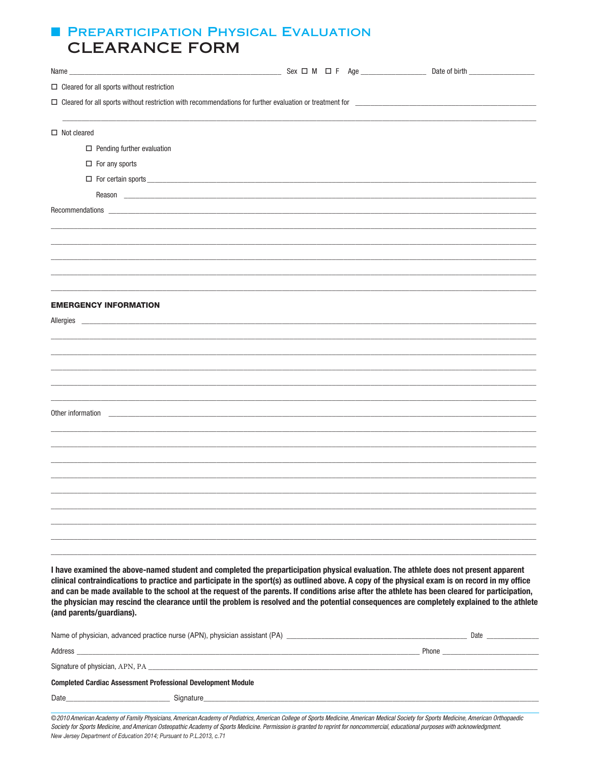# Preparticipation Physical Evaluation
# CLEARANCE FORM

Name ____________________________________________ Sex ☐ M ☐ F Age ______________ Date of birth ______________

☐ Cleared for all sports without restriction

☐ Cleared for all sports without restriction with recommendations for further evaluation or treatment for ________________________________________

_____________________________________________________________________________________________

☐ Not cleared

- ☐ Pending further evaluation
- ☐ For any sports
- ☐ For certain sports _______________________________________________________________________
- Reason _______________________________________________________________________________

Recommendations _______________________________________________________________________________

_____________________________________________________________________________________________

_____________________________________________________________________________________________

_____________________________________________________________________________________________

_____________________________________________________________________________________________

_____________________________________________________________________________________________

**EMERGENCY INFORMATION**

Allergies _____________________________________________________________________________________

_____________________________________________________________________________________________

_____________________________________________________________________________________________

_____________________________________________________________________________________________

_____________________________________________________________________________________________

_____________________________________________________________________________________________

Other information _______________________________________________________________________________

_____________________________________________________________________________________________

_____________________________________________________________________________________________

_____________________________________________________________________________________________

_____________________________________________________________________________________________

_____________________________________________________________________________________________

_____________________________________________________________________________________________

_____________________________________________________________________________________________

_____________________________________________________________________________________________

_____________________________________________________________________________________________

**I have examined the above-named student and completed the preparticipation physical evaluation. The athlete does not present apparent clinical contraindications to practice and participate in the sport(s) as outlined above. A copy of the physical exam is on record in my office and can be made available to the school at the request of the parents. If conditions arise after the athlete has been cleared for participation, the physician may rescind the clearance until the problem is resolved and the potential consequences are completely explained to the athlete (and parents/guardians).**

Name of physician, advanced practice nurse (APN), physician assistant (PA) ____________________________________ Date ___________

Address _______________________________________________________________________ Phone ____________________

Signature of physician, APN, PA _________________________________________________________________________

**Completed Cardiac Assessment Professional Development Module**

Date______________________ Signature_______________________________________________________________

*©2010 American Academy of Family Physicians, American Academy of Pediatrics, American College of Sports Medicine, American Medical Society for Sports Medicine, American Orthopaedic Society for Sports Medicine, and American Osteopathic Academy of Sports Medicine. Permission is granted to reprint for noncommercial, educational purposes with acknowledgment.*
*New Jersey Department of Education 2014; Pursuant to P.L.2013, c.71*